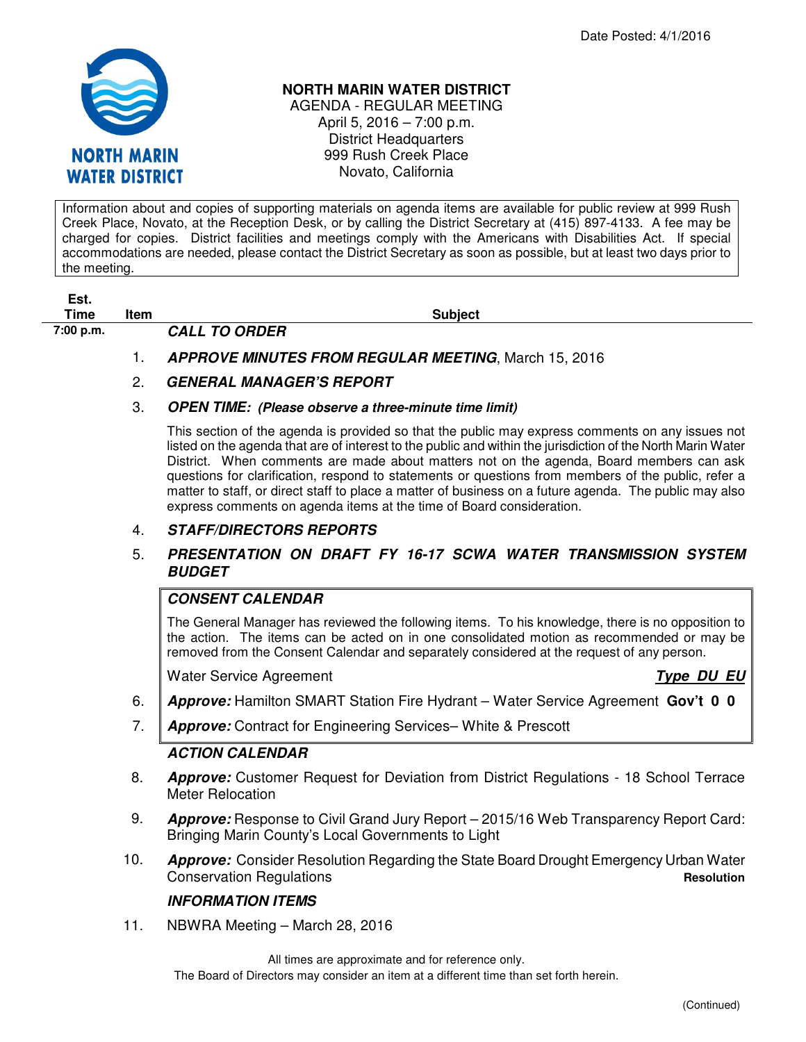Date Posted: 4/1/2016

# NORTH MARIN WATER DISTRICT

AGENDA - REGULAR MEETING
April 5, 2016 – 7:00 p.m.
District Headquarters
999 Rush Creek Place
Novato, California

Information about and copies of supporting materials on agenda items are available for public review at 999 Rush Creek Place, Novato, at the Reception Desk, or by calling the District Secretary at (415) 897-4133. A fee may be charged for copies. District facilities and meetings comply with the Americans with Disabilities Act. If special accommodations are needed, please contact the District Secretary as soon as possible, but at least two days prior to the meeting.

| Est. Time | Item | Subject |
|---|---|---|
| 7:00 p.m. | | ***CALL TO ORDER*** |
| | 1. | ***APPROVE MINUTES FROM REGULAR MEETING***, March 15, 2016 |
| | 2. | ***GENERAL MANAGER'S REPORT*** |
| | 3. | ***OPEN TIME: (Please observe a three-minute time limit)*** |

This section of the agenda is provided so that the public may express comments on any issues not listed on the agenda that are of interest to the public and within the jurisdiction of the North Marin Water District. When comments are made about matters not on the agenda, Board members can ask questions for clarification, respond to statements or questions from members of the public, refer a matter to staff, or direct staff to place a matter of business on a future agenda. The public may also express comments on agenda items at the time of Board consideration.

4. ***STAFF/DIRECTORS REPORTS***

5. ***PRESENTATION ON DRAFT FY 16-17 SCWA WATER TRANSMISSION SYSTEM BUDGET***

### *CONSENT CALENDAR*

The General Manager has reviewed the following items. To his knowledge, there is no opposition to the action. The items can be acted on in one consolidated motion as recommended or may be removed from the Consent Calendar and separately considered at the request of any person.

| Item | Water Service Agreement | Type | DU | EU |
|---|---|---|---|---|
| 6. | ***Approve:*** Hamilton SMART Station Fire Hydrant – Water Service Agreement | **Gov't** | **0** | **0** |
| 7. | ***Approve:*** Contract for Engineering Services– White & Prescott | | | |

### *ACTION CALENDAR*

8. ***Approve:*** Customer Request for Deviation from District Regulations - 18 School Terrace Meter Relocation

9. ***Approve:*** Response to Civil Grand Jury Report – 2015/16 Web Transparency Report Card: Bringing Marin County's Local Governments to Light

10. ***Approve:*** Consider Resolution Regarding the State Board Drought Emergency Urban Water Conservation Regulations **Resolution**

### *INFORMATION ITEMS*

11. NBWRA Meeting – March 28, 2016

All times are approximate and for reference only.
The Board of Directors may consider an item at a different time than set forth herein.

(Continued)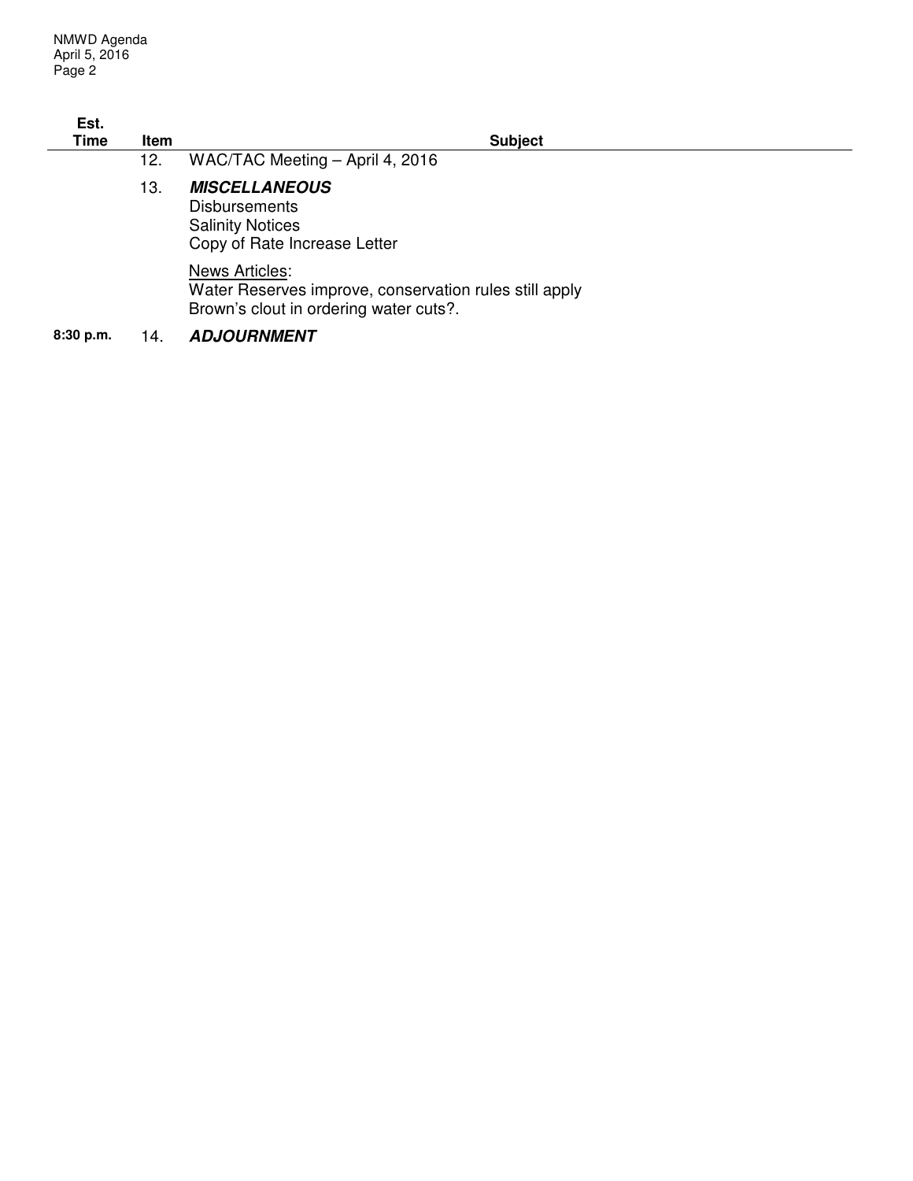| Est. Time | Item | Subject |
| --- | --- | --- |
| | 12. | WAC/TAC Meeting – April 4, 2016 |
| | 13. | ***MISCELLANEOUS***<br>Disbursements<br>Salinity Notices<br>Copy of Rate Increase Letter<br><br>News Articles:<br>Water Reserves improve, conservation rules still apply<br>Brown's clout in ordering water cuts?. |
| 8:30 p.m. | 14. | ***ADJOURNMENT*** |